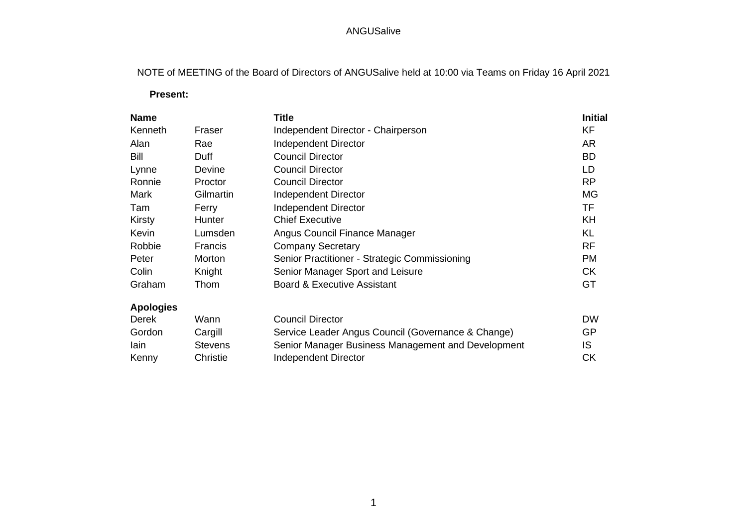ANGUSalive

NOTE of MEETING of the Board of Directors of ANGUSalive held at 10:00 via Teams on Friday 16 April 2021

**Present:**

| Name | | Title | Initial |
|---|---|---|---|
| Kenneth | Fraser | Independent Director - Chairperson | KF |
| Alan | Rae | Independent Director | AR |
| Bill | Duff | Council Director | BD |
| Lynne | Devine | Council Director | LD |
| Ronnie | Proctor | Council Director | RP |
| Mark | Gilmartin | Independent Director | MG |
| Tam | Ferry | Independent Director | TF |
| Kirsty | Hunter | Chief Executive | KH |
| Kevin | Lumsden | Angus Council Finance Manager | KL |
| Robbie | Francis | Company Secretary | RF |
| Peter | Morton | Senior Practitioner - Strategic Commissioning | PM |
| Colin | Knight | Senior Manager Sport and Leisure | CK |
| Graham | Thom | Board & Executive Assistant | GT |
| **Apologies** | | | |
| Derek | Wann | Council Director | DW |
| Gordon | Cargill | Service Leader Angus Council (Governance & Change) | GP |
| Iain | Stevens | Senior Manager Business Management and Development | IS |
| Kenny | Christie | Independent Director | CK |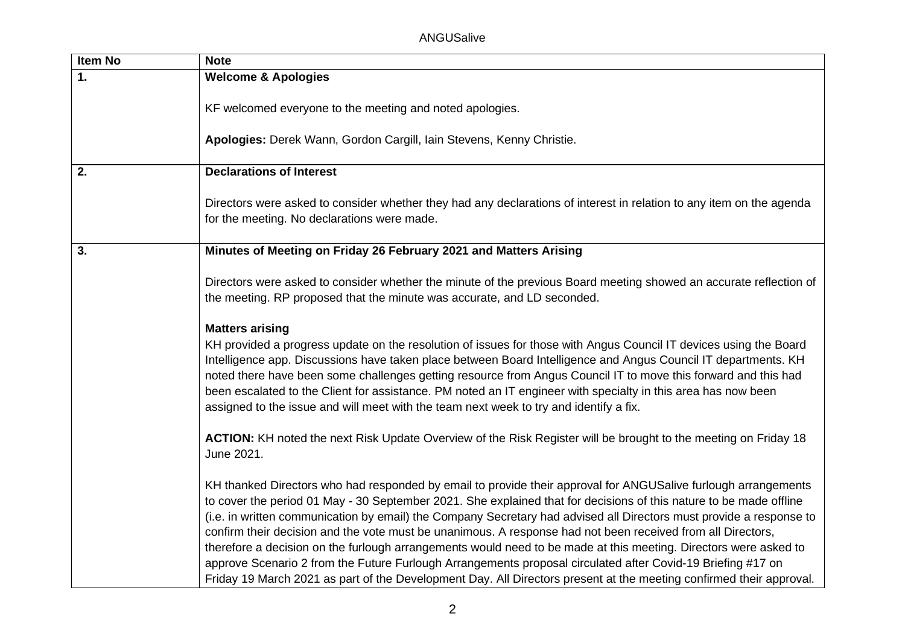| Item No | Note |
|---|---|
| **1.** | **Welcome & Apologies**<br><br>KF welcomed everyone to the meeting and noted apologies.<br><br>**Apologies:** Derek Wann, Gordon Cargill, Iain Stevens, Kenny Christie. |
| **2.** | **Declarations of Interest**<br><br>Directors were asked to consider whether they had any declarations of interest in relation to any item on the agenda for the meeting. No declarations were made. |
| **3.** | **Minutes of Meeting on Friday 26 February 2021 and Matters Arising**<br><br>Directors were asked to consider whether the minute of the previous Board meeting showed an accurate reflection of the meeting. RP proposed that the minute was accurate, and LD seconded.<br><br>**Matters arising**<br>KH provided a progress update on the resolution of issues for those with Angus Council IT devices using the Board Intelligence app. Discussions have taken place between Board Intelligence and Angus Council IT departments. KH noted there have been some challenges getting resource from Angus Council IT to move this forward and this had been escalated to the Client for assistance. PM noted an IT engineer with specialty in this area has now been assigned to the issue and will meet with the team next week to try and identify a fix.<br><br>**ACTION:** KH noted the next Risk Update Overview of the Risk Register will be brought to the meeting on Friday 18 June 2021.<br><br>KH thanked Directors who had responded by email to provide their approval for ANGUSalive furlough arrangements to cover the period 01 May - 30 September 2021. She explained that for decisions of this nature to be made offline (i.e. in written communication by email) the Company Secretary had advised all Directors must provide a response to confirm their decision and the vote must be unanimous. A response had not been received from all Directors, therefore a decision on the furlough arrangements would need to be made at this meeting. Directors were asked to approve Scenario 2 from the Future Furlough Arrangements proposal circulated after Covid-19 Briefing #17 on Friday 19 March 2021 as part of the Development Day. All Directors present at the meeting confirmed their approval. |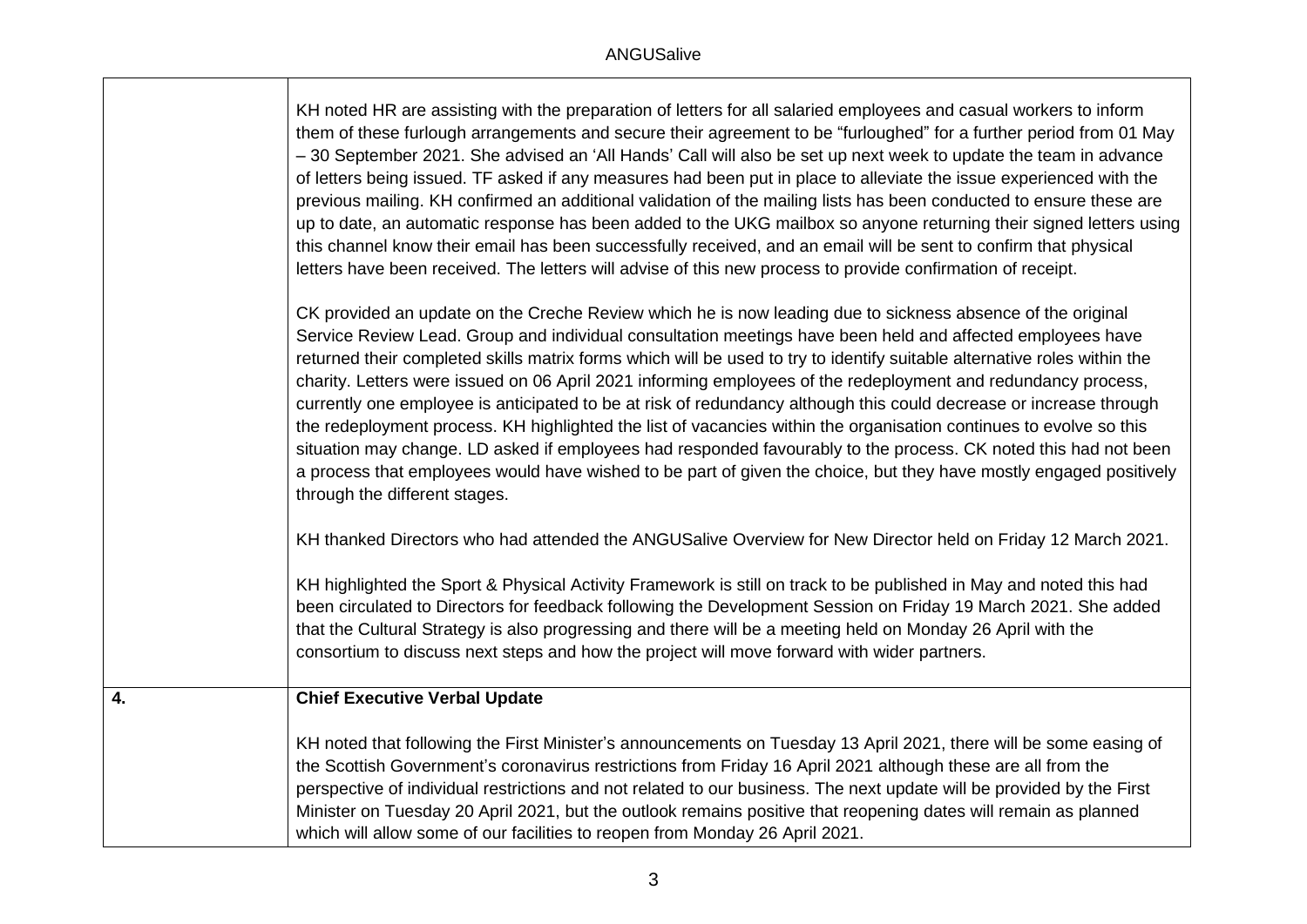| | |
|---|---|
| | KH noted HR are assisting with the preparation of letters for all salaried employees and casual workers to inform them of these furlough arrangements and secure their agreement to be "furloughed" for a further period from 01 May – 30 September 2021. She advised an 'All Hands' Call will also be set up next week to update the team in advance of letters being issued. TF asked if any measures had been put in place to alleviate the issue experienced with the previous mailing. KH confirmed an additional validation of the mailing lists has been conducted to ensure these are up to date, an automatic response has been added to the UKG mailbox so anyone returning their signed letters using this channel know their email has been successfully received, and an email will be sent to confirm that physical letters have been received. The letters will advise of this new process to provide confirmation of receipt.<br><br>CK provided an update on the Creche Review which he is now leading due to sickness absence of the original Service Review Lead. Group and individual consultation meetings have been held and affected employees have returned their completed skills matrix forms which will be used to try to identify suitable alternative roles within the charity. Letters were issued on 06 April 2021 informing employees of the redeployment and redundancy process, currently one employee is anticipated to be at risk of redundancy although this could decrease or increase through the redeployment process. KH highlighted the list of vacancies within the organisation continues to evolve so this situation may change. LD asked if employees had responded favourably to the process. CK noted this had not been a process that employees would have wished to be part of given the choice, but they have mostly engaged positively through the different stages.<br><br>KH thanked Directors who had attended the ANGUSalive Overview for New Director held on Friday 12 March 2021.<br><br>KH highlighted the Sport & Physical Activity Framework is still on track to be published in May and noted this had been circulated to Directors for feedback following the Development Session on Friday 19 March 2021. She added that the Cultural Strategy is also progressing and there will be a meeting held on Monday 26 April with the consortium to discuss next steps and how the project will move forward with wider partners. |
| **4.** | **Chief Executive Verbal Update**<br><br>KH noted that following the First Minister's announcements on Tuesday 13 April 2021, there will be some easing of the Scottish Government's coronavirus restrictions from Friday 16 April 2021 although these are all from the perspective of individual restrictions and not related to our business. The next update will be provided by the First Minister on Tuesday 20 April 2021, but the outlook remains positive that reopening dates will remain as planned which will allow some of our facilities to reopen from Monday 26 April 2021. |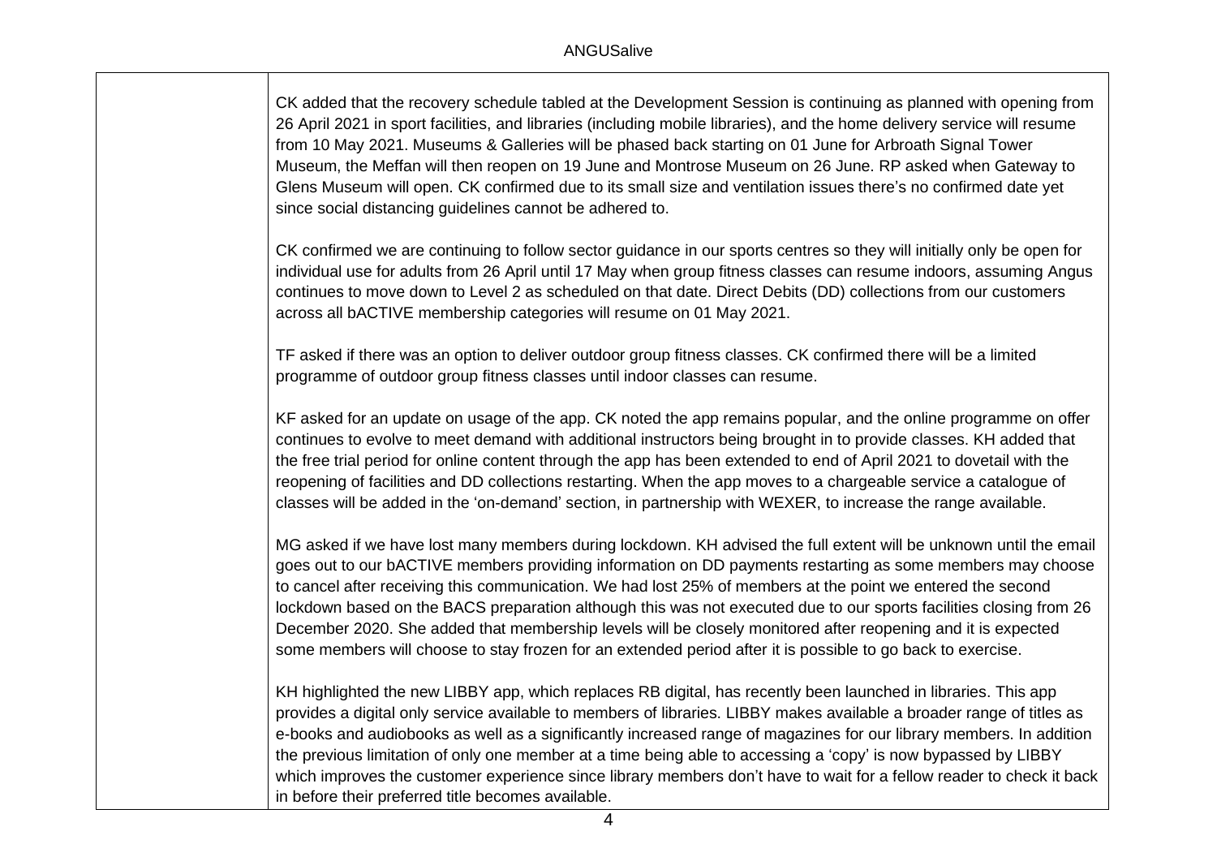CK added that the recovery schedule tabled at the Development Session is continuing as planned with opening from 26 April 2021 in sport facilities, and libraries (including mobile libraries), and the home delivery service will resume from 10 May 2021. Museums & Galleries will be phased back starting on 01 June for Arbroath Signal Tower Museum, the Meffan will then reopen on 19 June and Montrose Museum on 26 June. RP asked when Gateway to Glens Museum will open. CK confirmed due to its small size and ventilation issues there's no confirmed date yet since social distancing guidelines cannot be adhered to.

CK confirmed we are continuing to follow sector guidance in our sports centres so they will initially only be open for individual use for adults from 26 April until 17 May when group fitness classes can resume indoors, assuming Angus continues to move down to Level 2 as scheduled on that date. Direct Debits (DD) collections from our customers across all bACTIVE membership categories will resume on 01 May 2021.

TF asked if there was an option to deliver outdoor group fitness classes. CK confirmed there will be a limited programme of outdoor group fitness classes until indoor classes can resume.

KF asked for an update on usage of the app. CK noted the app remains popular, and the online programme on offer continues to evolve to meet demand with additional instructors being brought in to provide classes. KH added that the free trial period for online content through the app has been extended to end of April 2021 to dovetail with the reopening of facilities and DD collections restarting. When the app moves to a chargeable service a catalogue of classes will be added in the 'on-demand' section, in partnership with WEXER, to increase the range available.

MG asked if we have lost many members during lockdown. KH advised the full extent will be unknown until the email goes out to our bACTIVE members providing information on DD payments restarting as some members may choose to cancel after receiving this communication. We had lost 25% of members at the point we entered the second lockdown based on the BACS preparation although this was not executed due to our sports facilities closing from 26 December 2020. She added that membership levels will be closely monitored after reopening and it is expected some members will choose to stay frozen for an extended period after it is possible to go back to exercise.

KH highlighted the new LIBBY app, which replaces RB digital, has recently been launched in libraries. This app provides a digital only service available to members of libraries. LIBBY makes available a broader range of titles as e-books and audiobooks as well as a significantly increased range of magazines for our library members. In addition the previous limitation of only one member at a time being able to accessing a 'copy' is now bypassed by LIBBY which improves the customer experience since library members don't have to wait for a fellow reader to check it back in before their preferred title becomes available.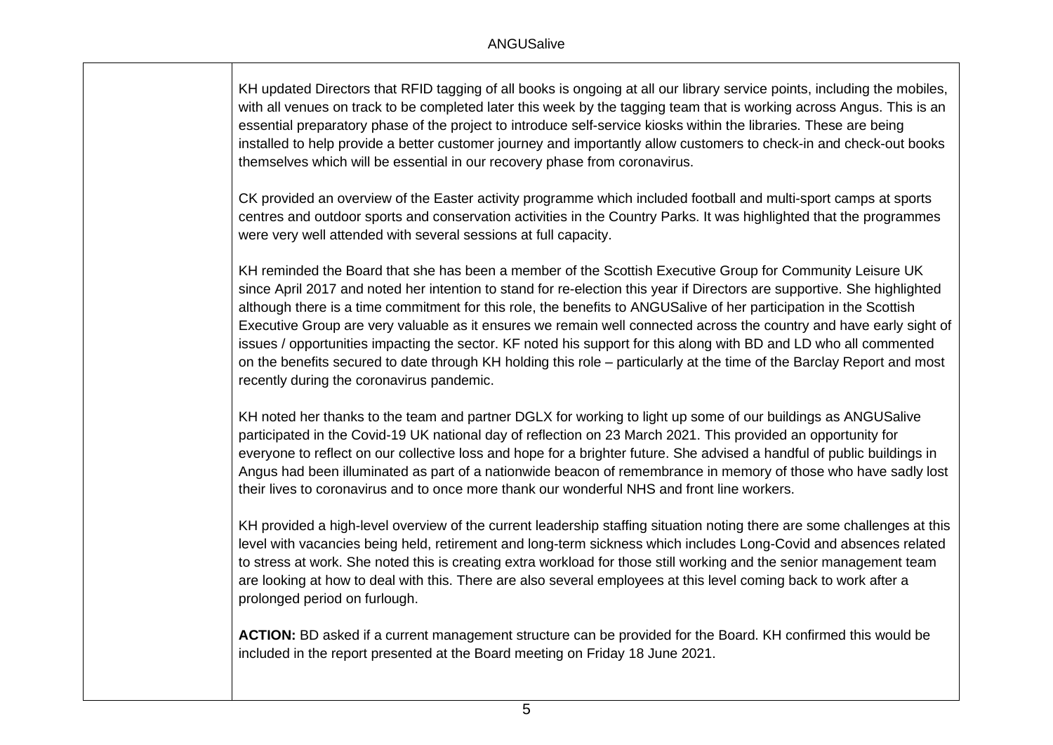KH updated Directors that RFID tagging of all books is ongoing at all our library service points, including the mobiles, with all venues on track to be completed later this week by the tagging team that is working across Angus. This is an essential preparatory phase of the project to introduce self-service kiosks within the libraries. These are being installed to help provide a better customer journey and importantly allow customers to check-in and check-out books themselves which will be essential in our recovery phase from coronavirus.

CK provided an overview of the Easter activity programme which included football and multi-sport camps at sports centres and outdoor sports and conservation activities in the Country Parks. It was highlighted that the programmes were very well attended with several sessions at full capacity.

KH reminded the Board that she has been a member of the Scottish Executive Group for Community Leisure UK since April 2017 and noted her intention to stand for re-election this year if Directors are supportive. She highlighted although there is a time commitment for this role, the benefits to ANGUSalive of her participation in the Scottish Executive Group are very valuable as it ensures we remain well connected across the country and have early sight of issues / opportunities impacting the sector. KF noted his support for this along with BD and LD who all commented on the benefits secured to date through KH holding this role – particularly at the time of the Barclay Report and most recently during the coronavirus pandemic.

KH noted her thanks to the team and partner DGLX for working to light up some of our buildings as ANGUSalive participated in the Covid-19 UK national day of reflection on 23 March 2021. This provided an opportunity for everyone to reflect on our collective loss and hope for a brighter future. She advised a handful of public buildings in Angus had been illuminated as part of a nationwide beacon of remembrance in memory of those who have sadly lost their lives to coronavirus and to once more thank our wonderful NHS and front line workers.

KH provided a high-level overview of the current leadership staffing situation noting there are some challenges at this level with vacancies being held, retirement and long-term sickness which includes Long-Covid and absences related to stress at work. She noted this is creating extra workload for those still working and the senior management team are looking at how to deal with this. There are also several employees at this level coming back to work after a prolonged period on furlough.

**ACTION:** BD asked if a current management structure can be provided for the Board. KH confirmed this would be included in the report presented at the Board meeting on Friday 18 June 2021.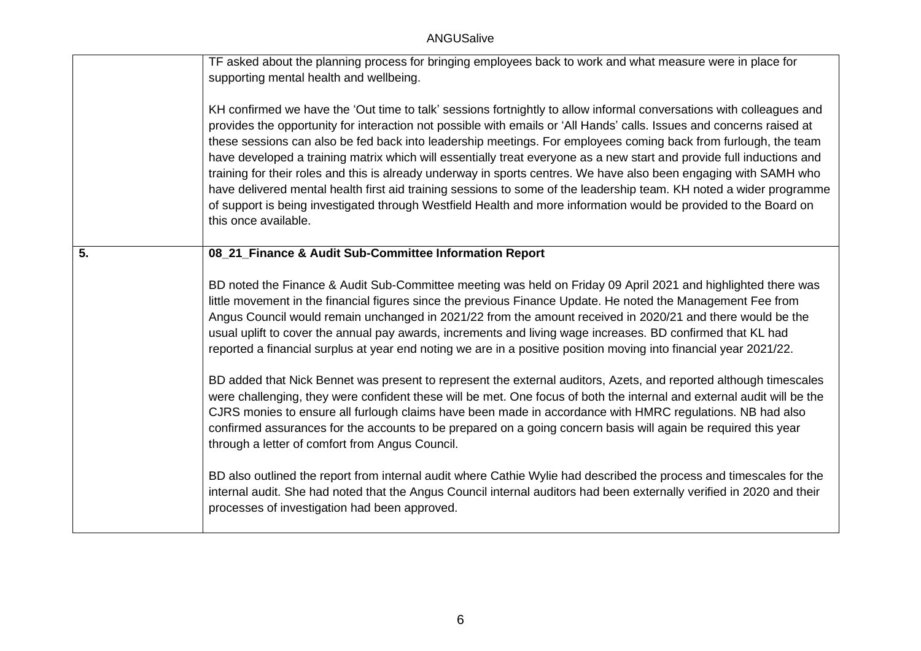| | |
|---|---|
| | TF asked about the planning process for bringing employees back to work and what measure were in place for supporting mental health and wellbeing.<br><br>KH confirmed we have the 'Out time to talk' sessions fortnightly to allow informal conversations with colleagues and provides the opportunity for interaction not possible with emails or 'All Hands' calls. Issues and concerns raised at these sessions can also be fed back into leadership meetings. For employees coming back from furlough, the team have developed a training matrix which will essentially treat everyone as a new start and provide full inductions and training for their roles and this is already underway in sports centres. We have also been engaging with SAMH who have delivered mental health first aid training sessions to some of the leadership team. KH noted a wider programme of support is being investigated through Westfield Health and more information would be provided to the Board on this once available. |
| **5.** | **08_21_Finance & Audit Sub-Committee Information Report**<br><br>BD noted the Finance & Audit Sub-Committee meeting was held on Friday 09 April 2021 and highlighted there was little movement in the financial figures since the previous Finance Update. He noted the Management Fee from Angus Council would remain unchanged in 2021/22 from the amount received in 2020/21 and there would be the usual uplift to cover the annual pay awards, increments and living wage increases. BD confirmed that KL had reported a financial surplus at year end noting we are in a positive position moving into financial year 2021/22.<br><br>BD added that Nick Bennet was present to represent the external auditors, Azets, and reported although timescales were challenging, they were confident these will be met. One focus of both the internal and external audit will be the CJRS monies to ensure all furlough claims have been made in accordance with HMRC regulations. NB had also confirmed assurances for the accounts to be prepared on a going concern basis will again be required this year through a letter of comfort from Angus Council.<br><br>BD also outlined the report from internal audit where Cathie Wylie had described the process and timescales for the internal audit. She had noted that the Angus Council internal auditors had been externally verified in 2020 and their processes of investigation had been approved. |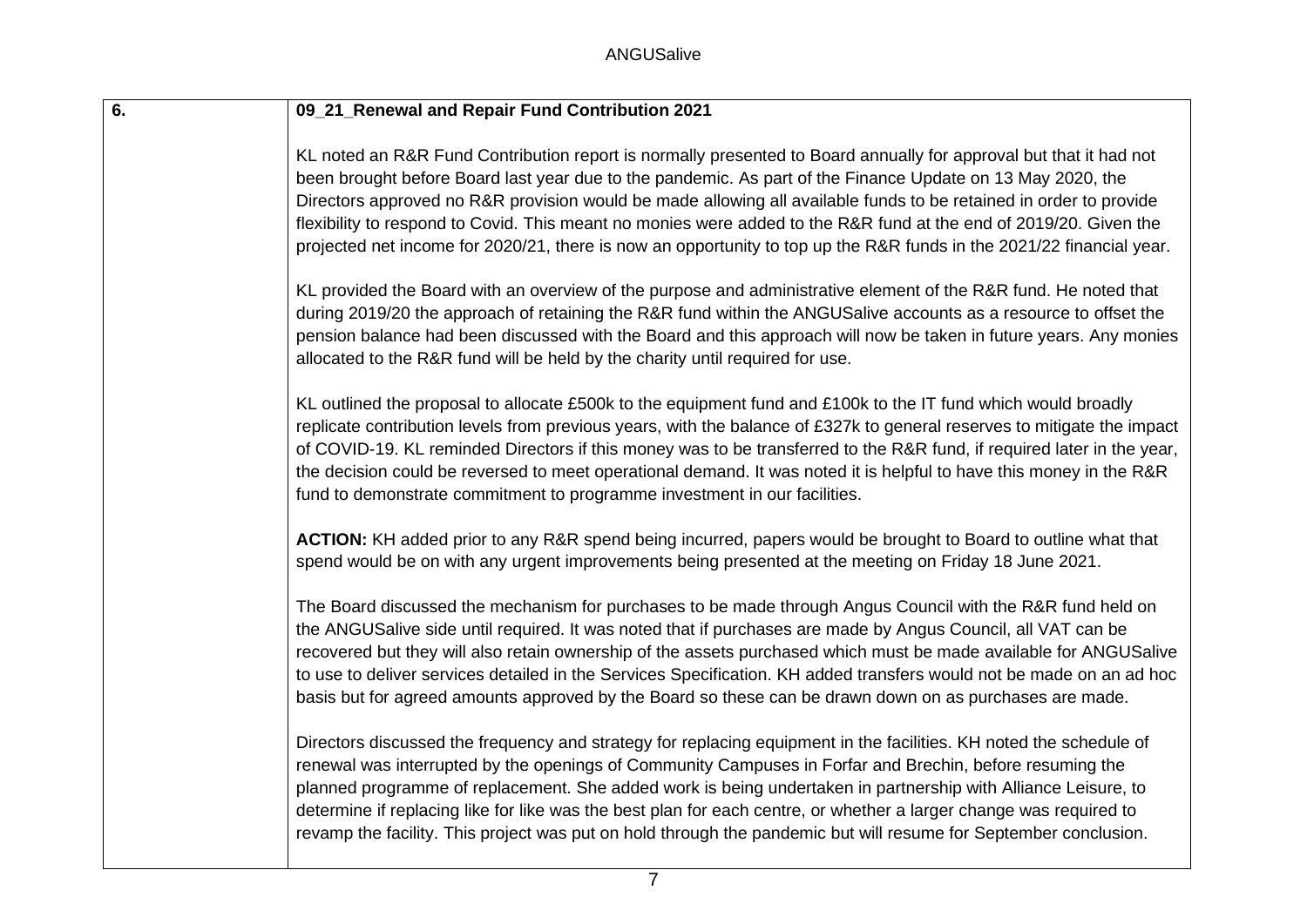| 6. | **09_21_Renewal and Repair Fund Contribution 2021** |
|---|---|
| | KL noted an R&R Fund Contribution report is normally presented to Board annually for approval but that it had not been brought before Board last year due to the pandemic. As part of the Finance Update on 13 May 2020, the Directors approved no R&R provision would be made allowing all available funds to be retained in order to provide flexibility to respond to Covid. This meant no monies were added to the R&R fund at the end of 2019/20. Given the projected net income for 2020/21, there is now an opportunity to top up the R&R funds in the 2021/22 financial year.<br><br>KL provided the Board with an overview of the purpose and administrative element of the R&R fund. He noted that during 2019/20 the approach of retaining the R&R fund within the ANGUSalive accounts as a resource to offset the pension balance had been discussed with the Board and this approach will now be taken in future years. Any monies allocated to the R&R fund will be held by the charity until required for use.<br><br>KL outlined the proposal to allocate £500k to the equipment fund and £100k to the IT fund which would broadly replicate contribution levels from previous years, with the balance of £327k to general reserves to mitigate the impact of COVID-19. KL reminded Directors if this money was to be transferred to the R&R fund, if required later in the year, the decision could be reversed to meet operational demand. It was noted it is helpful to have this money in the R&R fund to demonstrate commitment to programme investment in our facilities.<br><br>**ACTION:** KH added prior to any R&R spend being incurred, papers would be brought to Board to outline what that spend would be on with any urgent improvements being presented at the meeting on Friday 18 June 2021.<br><br>The Board discussed the mechanism for purchases to be made through Angus Council with the R&R fund held on the ANGUSalive side until required. It was noted that if purchases are made by Angus Council, all VAT can be recovered but they will also retain ownership of the assets purchased which must be made available for ANGUSalive to use to deliver services detailed in the Services Specification. KH added transfers would not be made on an ad hoc basis but for agreed amounts approved by the Board so these can be drawn down on as purchases are made.<br><br>Directors discussed the frequency and strategy for replacing equipment in the facilities. KH noted the schedule of renewal was interrupted by the openings of Community Campuses in Forfar and Brechin, before resuming the planned programme of replacement. She added work is being undertaken in partnership with Alliance Leisure, to determine if replacing like for like was the best plan for each centre, or whether a larger change was required to revamp the facility. This project was put on hold through the pandemic but will resume for September conclusion. |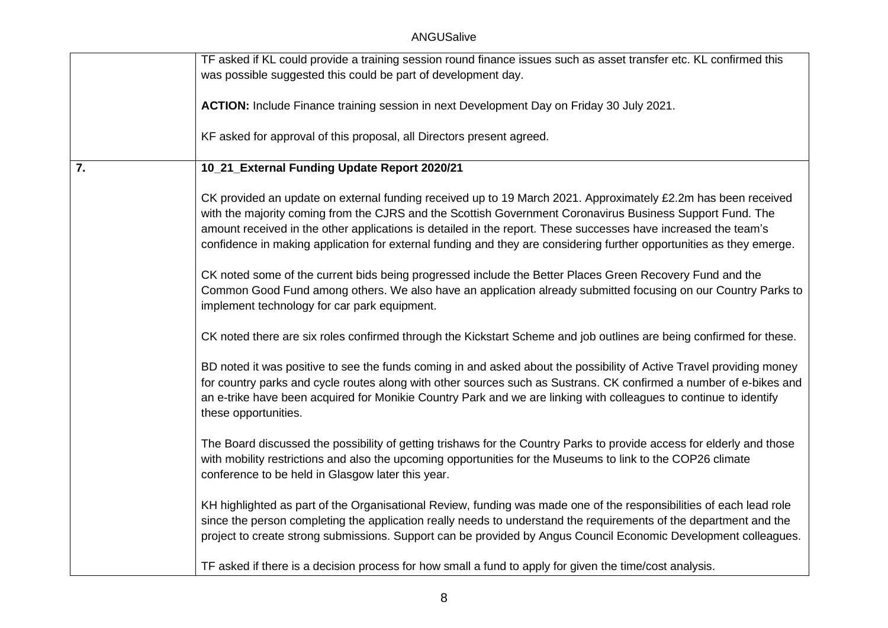| | |
|---|---|
| | TF asked if KL could provide a training session round finance issues such as asset transfer etc. KL confirmed this was possible suggested this could be part of development day.<br><br>**ACTION:** Include Finance training session in next Development Day on Friday 30 July 2021.<br><br>KF asked for approval of this proposal, all Directors present agreed. |
| **7.** | **10_21_External Funding Update Report 2020/21**<br><br>CK provided an update on external funding received up to 19 March 2021. Approximately £2.2m has been received with the majority coming from the CJRS and the Scottish Government Coronavirus Business Support Fund. The amount received in the other applications is detailed in the report. These successes have increased the team's confidence in making application for external funding and they are considering further opportunities as they emerge.<br><br>CK noted some of the current bids being progressed include the Better Places Green Recovery Fund and the Common Good Fund among others. We also have an application already submitted focusing on our Country Parks to implement technology for car park equipment.<br><br>CK noted there are six roles confirmed through the Kickstart Scheme and job outlines are being confirmed for these.<br><br>BD noted it was positive to see the funds coming in and asked about the possibility of Active Travel providing money for country parks and cycle routes along with other sources such as Sustrans. CK confirmed a number of e-bikes and an e-trike have been acquired for Monikie Country Park and we are linking with colleagues to continue to identify these opportunities.<br><br>The Board discussed the possibility of getting trishaws for the Country Parks to provide access for elderly and those with mobility restrictions and also the upcoming opportunities for the Museums to link to the COP26 climate conference to be held in Glasgow later this year.<br><br>KH highlighted as part of the Organisational Review, funding was made one of the responsibilities of each lead role since the person completing the application really needs to understand the requirements of the department and the project to create strong submissions. Support can be provided by Angus Council Economic Development colleagues.<br><br>TF asked if there is a decision process for how small a fund to apply for given the time/cost analysis. |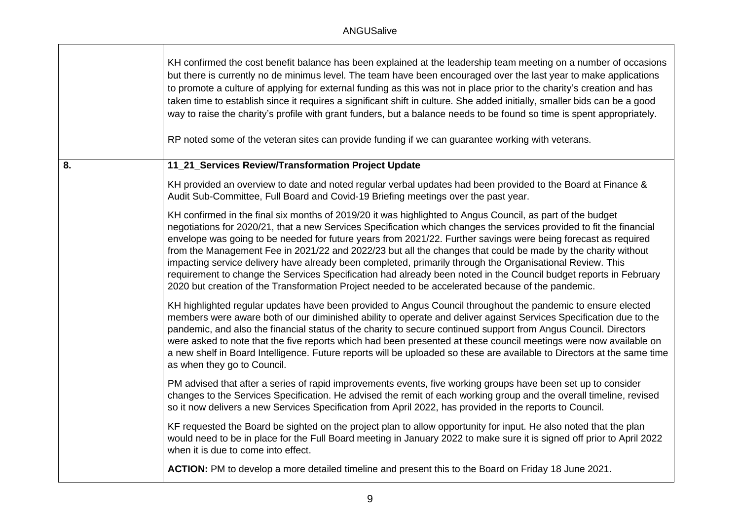| | |
|---|---|
| | KH confirmed the cost benefit balance has been explained at the leadership team meeting on a number of occasions but there is currently no de minimus level. The team have been encouraged over the last year to make applications to promote a culture of applying for external funding as this was not in place prior to the charity's creation and has taken time to establish since it requires a significant shift in culture. She added initially, smaller bids can be a good way to raise the charity's profile with grant funders, but a balance needs to be found so time is spent appropriately.<br><br>RP noted some of the veteran sites can provide funding if we can guarantee working with veterans. |
| **8.** | **11_21_Services Review/Transformation Project Update**<br><br>KH provided an overview to date and noted regular verbal updates had been provided to the Board at Finance & Audit Sub-Committee, Full Board and Covid-19 Briefing meetings over the past year.<br><br>KH confirmed in the final six months of 2019/20 it was highlighted to Angus Council, as part of the budget negotiations for 2020/21, that a new Services Specification which changes the services provided to fit the financial envelope was going to be needed for future years from 2021/22. Further savings were being forecast as required from the Management Fee in 2021/22 and 2022/23 but all the changes that could be made by the charity without impacting service delivery have already been completed, primarily through the Organisational Review. This requirement to change the Services Specification had already been noted in the Council budget reports in February 2020 but creation of the Transformation Project needed to be accelerated because of the pandemic.<br><br>KH highlighted regular updates have been provided to Angus Council throughout the pandemic to ensure elected members were aware both of our diminished ability to operate and deliver against Services Specification due to the pandemic, and also the financial status of the charity to secure continued support from Angus Council. Directors were asked to note that the five reports which had been presented at these council meetings were now available on a new shelf in Board Intelligence. Future reports will be uploaded so these are available to Directors at the same time as when they go to Council.<br><br>PM advised that after a series of rapid improvements events, five working groups have been set up to consider changes to the Services Specification. He advised the remit of each working group and the overall timeline, revised so it now delivers a new Services Specification from April 2022, has provided in the reports to Council.<br><br>KF requested the Board be sighted on the project plan to allow opportunity for input. He also noted that the plan would need to be in place for the Full Board meeting in January 2022 to make sure it is signed off prior to April 2022 when it is due to come into effect.<br><br>**ACTION:** PM to develop a more detailed timeline and present this to the Board on Friday 18 June 2021. |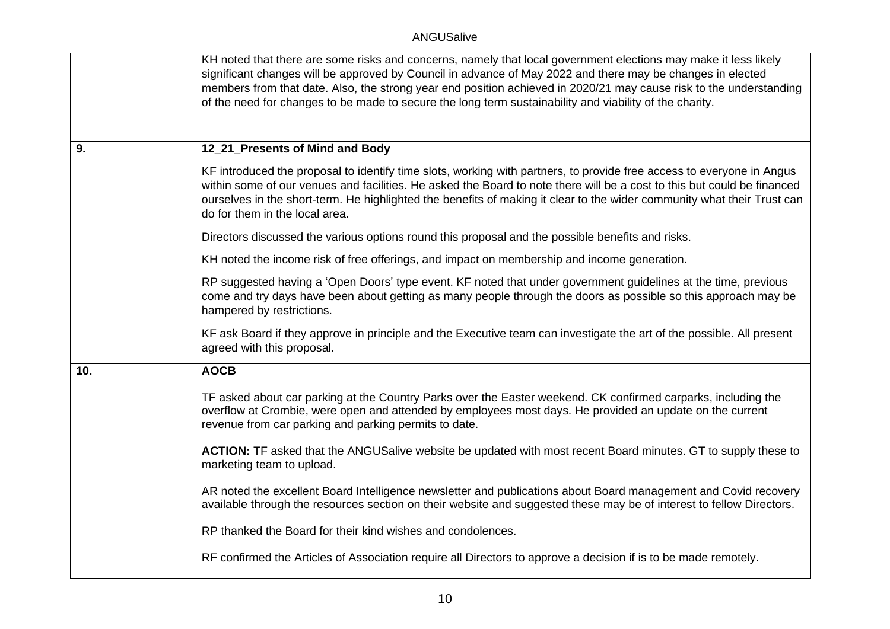| | |
|---|---|
| | KH noted that there are some risks and concerns, namely that local government elections may make it less likely significant changes will be approved by Council in advance of May 2022 and there may be changes in elected members from that date. Also, the strong year end position achieved in 2020/21 may cause risk to the understanding of the need for changes to be made to secure the long term sustainability and viability of the charity. |
| **9.** | **12_21_Presents of Mind and Body**<br><br>KF introduced the proposal to identify time slots, working with partners, to provide free access to everyone in Angus within some of our venues and facilities. He asked the Board to note there will be a cost to this but could be financed ourselves in the short-term. He highlighted the benefits of making it clear to the wider community what their Trust can do for them in the local area.<br><br>Directors discussed the various options round this proposal and the possible benefits and risks.<br><br>KH noted the income risk of free offerings, and impact on membership and income generation.<br><br>RP suggested having a 'Open Doors' type event. KF noted that under government guidelines at the time, previous come and try days have been about getting as many people through the doors as possible so this approach may be hampered by restrictions.<br><br>KF ask Board if they approve in principle and the Executive team can investigate the art of the possible. All present agreed with this proposal. |
| **10.** | **AOCB**<br><br>TF asked about car parking at the Country Parks over the Easter weekend. CK confirmed carparks, including the overflow at Crombie, were open and attended by employees most days. He provided an update on the current revenue from car parking and parking permits to date.<br><br>**ACTION:** TF asked that the ANGUSalive website be updated with most recent Board minutes. GT to supply these to marketing team to upload.<br><br>AR noted the excellent Board Intelligence newsletter and publications about Board management and Covid recovery available through the resources section on their website and suggested these may be of interest to fellow Directors.<br><br>RP thanked the Board for their kind wishes and condolences.<br><br>RF confirmed the Articles of Association require all Directors to approve a decision if is to be made remotely. |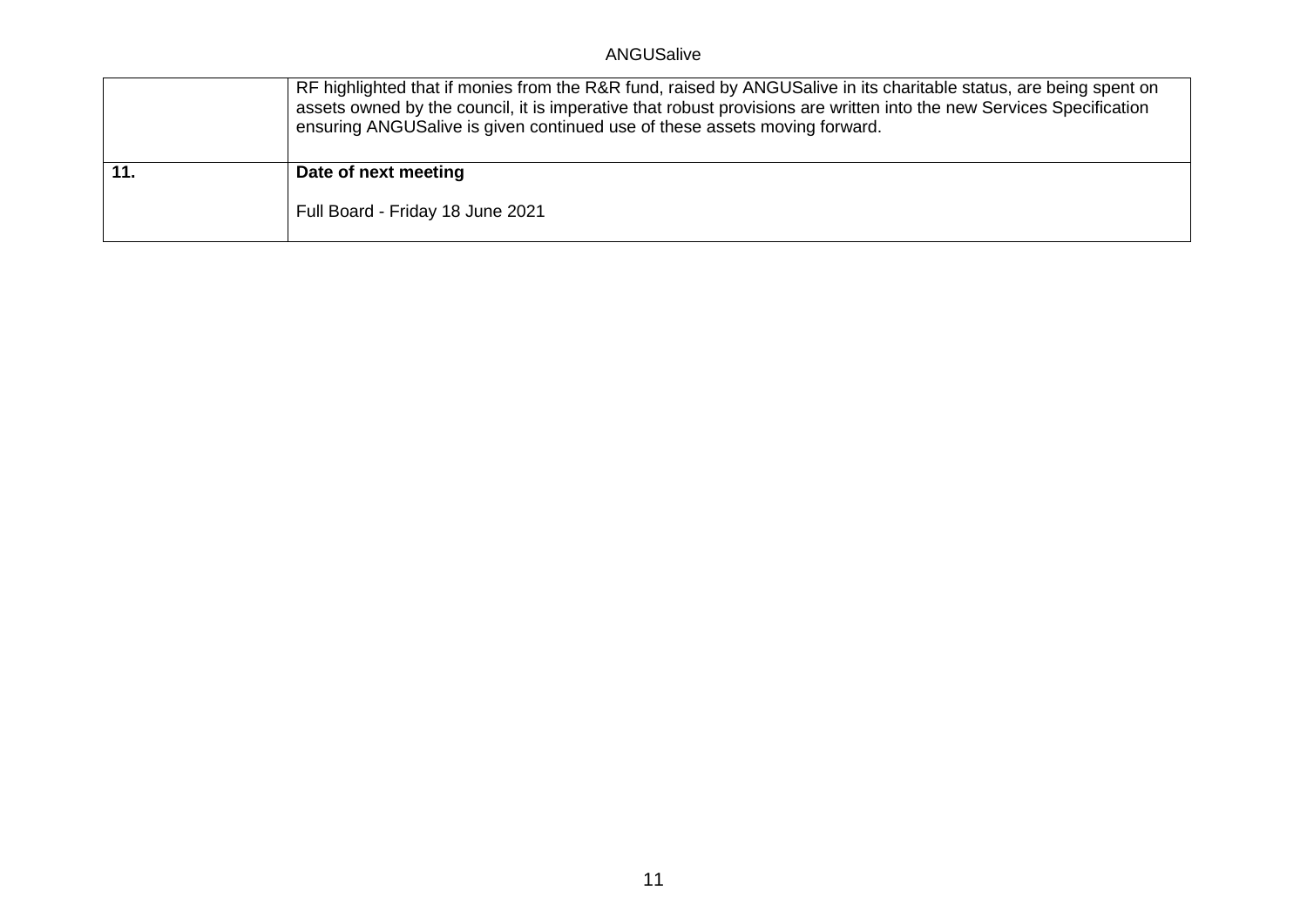| | |
|---|---|
| | RF highlighted that if monies from the R&R fund, raised by ANGUSalive in its charitable status, are being spent on assets owned by the council, it is imperative that robust provisions are written into the new Services Specification ensuring ANGUSalive is given continued use of these assets moving forward. |
| **11.** | **Date of next meeting**<br><br>Full Board - Friday 18 June 2021 |